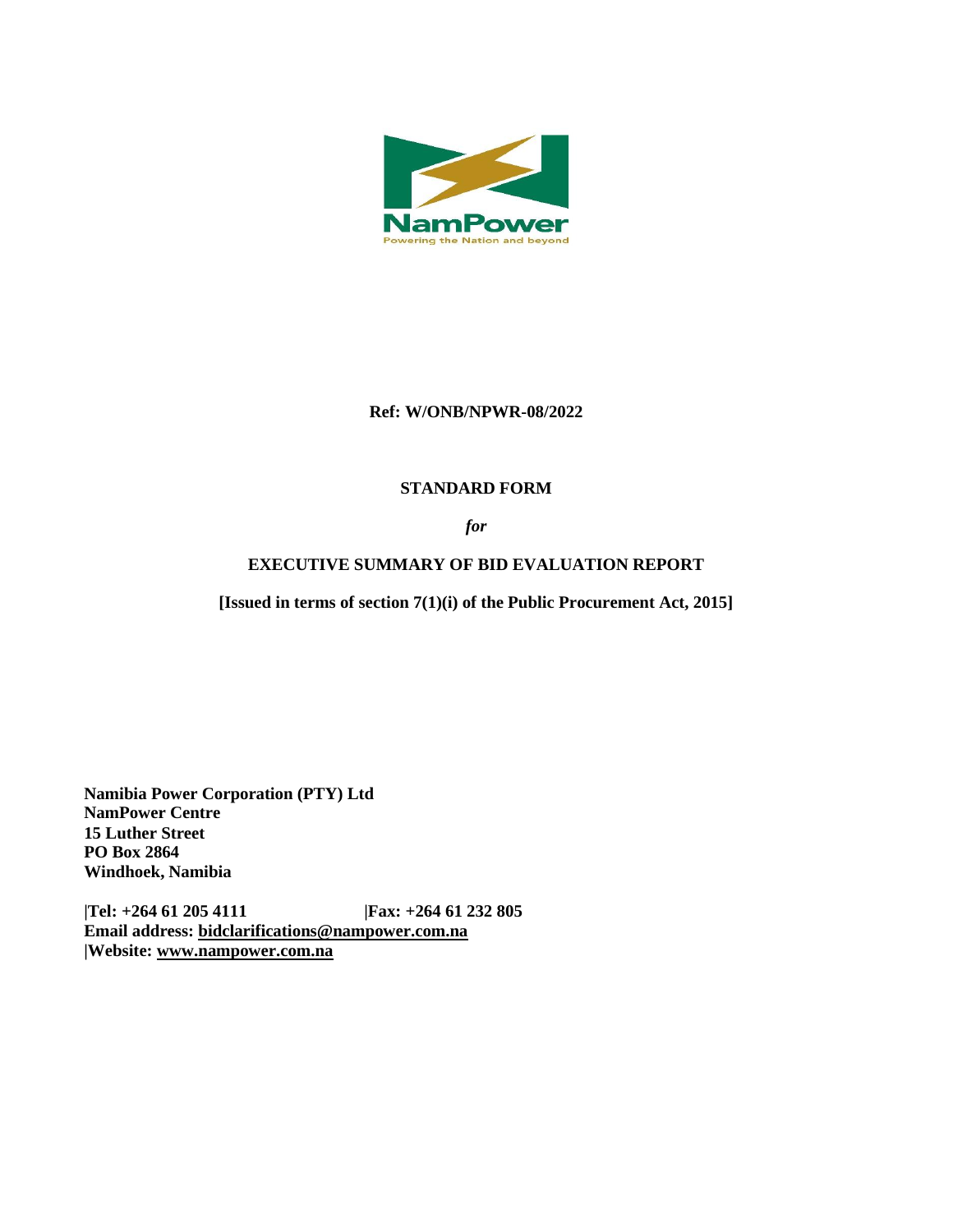NamPower

Powering the Nation and beyond

**Ref: W/ONB/NPWR-08/2022**

**STANDARD FORM**

***for***

**EXECUTIVE SUMMARY OF BID EVALUATION REPORT**

**[Issued in terms of section 7(1)(i) of the Public Procurement Act, 2015]**

**Namibia Power Corporation (PTY) Ltd**
**NamPower Centre**
**15 Luther Street**
**PO Box 2864**
**Windhoek, Namibia**

**|Tel: +264 61 205 4111 |Fax: +264 61 232 805**
**Email address: bidclarifications@nampower.com.na**
**|Website: www.nampower.com.na**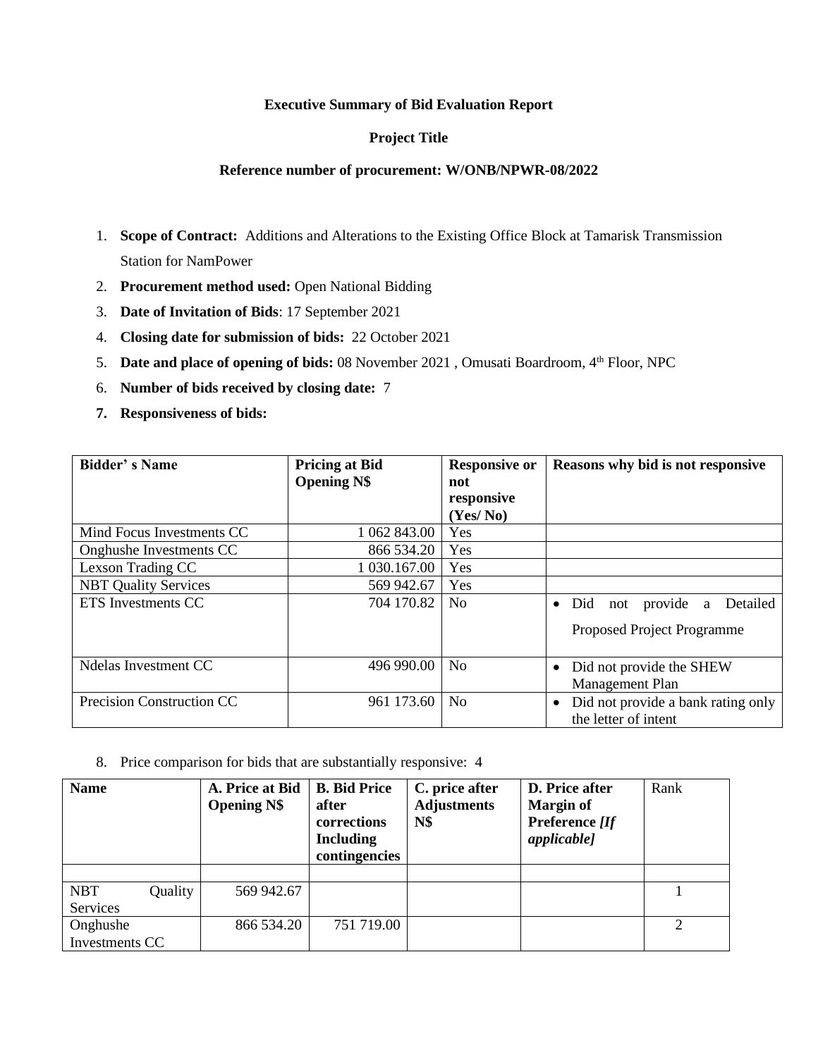**Executive Summary of Bid Evaluation Report**

**Project Title**

**Reference number of procurement: W/ONB/NPWR-08/2022**

1. **Scope of Contract:** Additions and Alterations to the Existing Office Block at Tamarisk Transmission Station for NamPower
2. **Procurement method used:** Open National Bidding
3. **Date of Invitation of Bids**: 17 September 2021
4. **Closing date for submission of bids:** 22 October 2021
5. **Date and place of opening of bids:** 08 November 2021 , Omusati Boardroom, 4th Floor, NPC
6. **Number of bids received by closing date:** 7
7. **Responsiveness of bids:**

| Bidder' s Name | Pricing at Bid Opening N$ | Responsive or not responsive (Yes/ No) | Reasons why bid is not responsive |
|---|---|---|---|
| Mind Focus Investments CC | 1 062 843.00 | Yes | |
| Onghushe Investments CC | 866 534.20 | Yes | |
| Lexson Trading CC | 1 030.167.00 | Yes | |
| NBT Quality Services | 569 942.67 | Yes | |
| ETS Investments CC | 704 170.82 | No | • Did not provide a Detailed Proposed Project Programme |
| Ndelas Investment CC | 496 990.00 | No | • Did not provide the SHEW Management Plan |
| Precision Construction CC | 961 173.60 | No | • Did not provide a bank rating only the letter of intent |

8. Price comparison for bids that are substantially responsive: 4

| Name | A. Price at Bid Opening N$ | B. Bid Price after corrections Including contingencies | C. price after Adjustments N$ | D. Price after Margin of Preference *[If applicable]* | Rank |
|---|---|---|---|---|---|
| | | | | | |
| NBT Quality Services | 569 942.67 | | | | 1 |
| Onghushe Investments CC | 866 534.20 | 751 719.00 | | | 2 |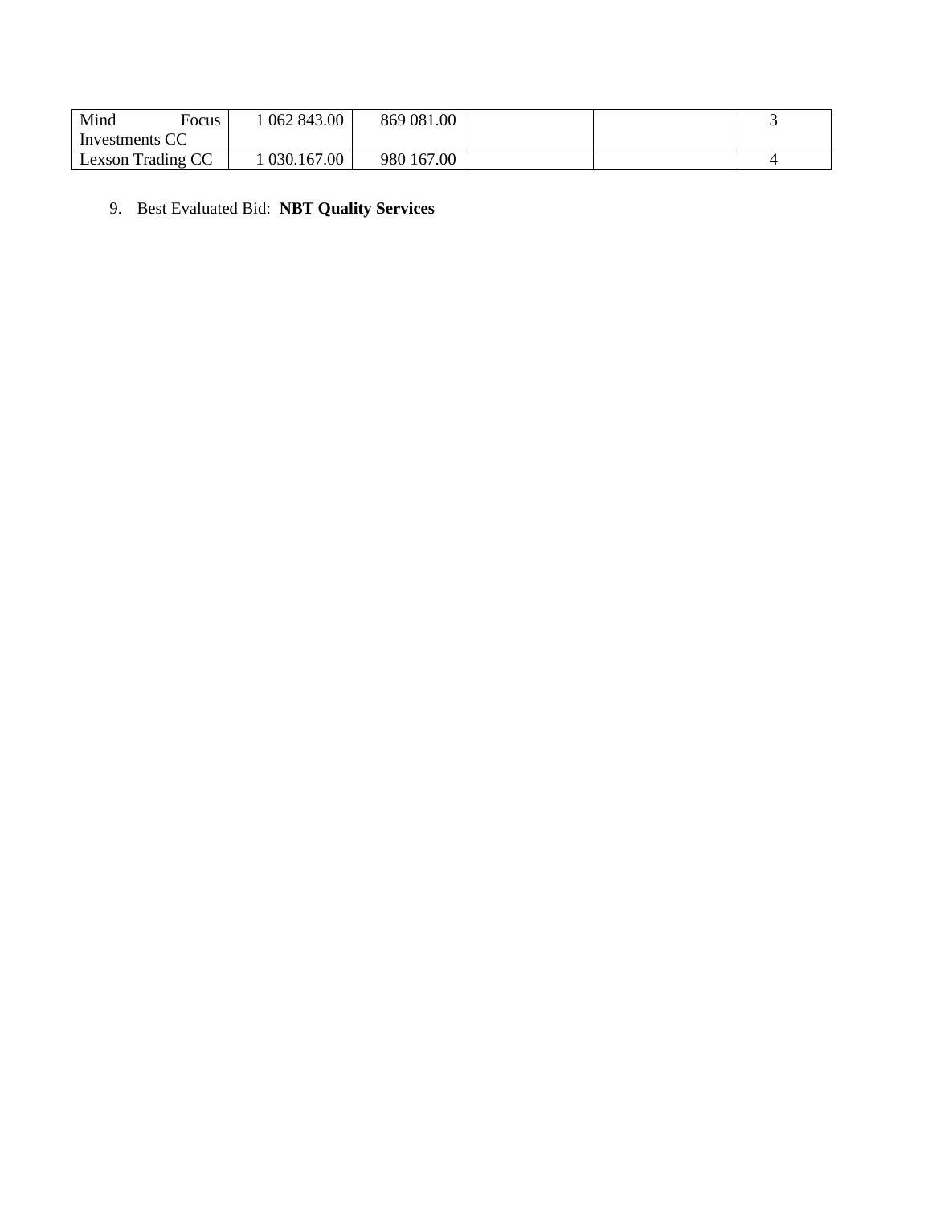| | | | | | |
|---|---|---|---|---|---|
| Mind Focus Investments CC | 1 062 843.00 | 869 081.00 | | | 3 |
| Lexson Trading CC | 1 030.167.00 | 980 167.00 | | | 4 |

9. Best Evaluated Bid: **NBT Quality Services**